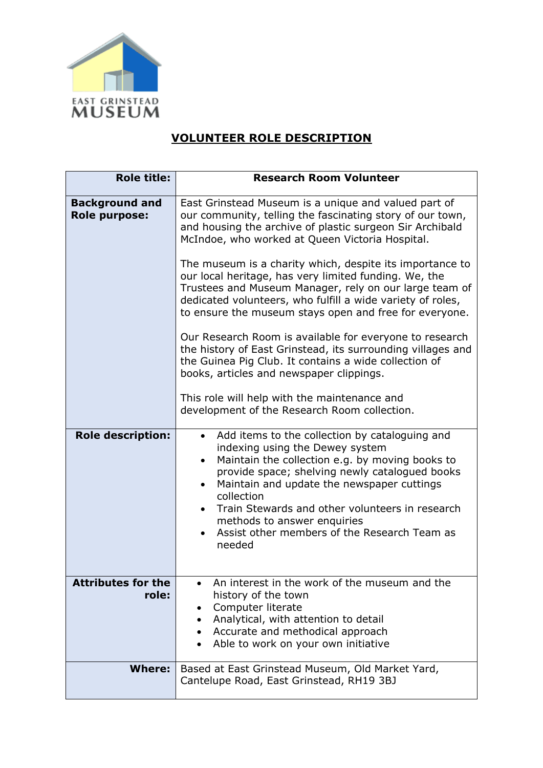EAST GRINSTEAD MUSEUM

# VOLUNTEER ROLE DESCRIPTION

| **Role title:** | **Research Room Volunteer** |
|---|---|
| **Background and Role purpose:** | East Grinstead Museum is a unique and valued part of our community, telling the fascinating story of our town, and housing the archive of plastic surgeon Sir Archibald McIndoe, who worked at Queen Victoria Hospital.<br><br>The museum is a charity which, despite its importance to our local heritage, has very limited funding. We, the Trustees and Museum Manager, rely on our large team of dedicated volunteers, who fulfill a wide variety of roles, to ensure the museum stays open and free for everyone.<br><br>Our Research Room is available for everyone to research the history of East Grinstead, its surrounding villages and the Guinea Pig Club. It contains a wide collection of books, articles and newspaper clippings.<br><br>This role will help with the maintenance and development of the Research Room collection. |
| **Role description:** | • Add items to the collection by cataloguing and indexing using the Dewey system<br>• Maintain the collection e.g. by moving books to provide space; shelving newly catalogued books<br>• Maintain and update the newspaper cuttings collection<br>• Train Stewards and other volunteers in research methods to answer enquiries<br>• Assist other members of the Research Team as needed |
| **Attributes for the role:** | • An interest in the work of the museum and the history of the town<br>• Computer literate<br>• Analytical, with attention to detail<br>• Accurate and methodical approach<br>• Able to work on your own initiative |
| **Where:** | Based at East Grinstead Museum, Old Market Yard, Cantelupe Road, East Grinstead, RH19 3BJ |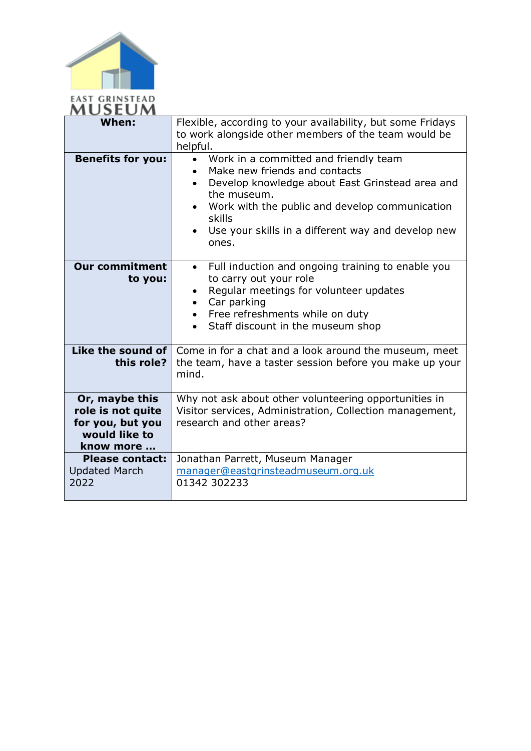EAST GRINSTEAD MUSEUM

| | |
|---|---|
| **When:** | Flexible, according to your availability, but some Fridays to work alongside other members of the team would be helpful. |
| **Benefits for you:** | • Work in a committed and friendly team<br>• Make new friends and contacts<br>• Develop knowledge about East Grinstead area and the museum.<br>• Work with the public and develop communication skills<br>• Use your skills in a different way and develop new ones. |
| **Our commitment to you:** | • Full induction and ongoing training to enable you to carry out your role<br>• Regular meetings for volunteer updates<br>• Car parking<br>• Free refreshments while on duty<br>• Staff discount in the museum shop |
| **Like the sound of this role?** | Come in for a chat and a look around the museum, meet the team, have a taster session before you make up your mind. |
| **Or, maybe this role is not quite for you, but you would like to know more …** | Why not ask about other volunteering opportunities in Visitor services, Administration, Collection management, research and other areas? |
| **Please contact:**<br>Updated March 2022 | Jonathan Parrett, Museum Manager<br>manager@eastgrinsteadmuseum.org.uk<br>01342 302233 |